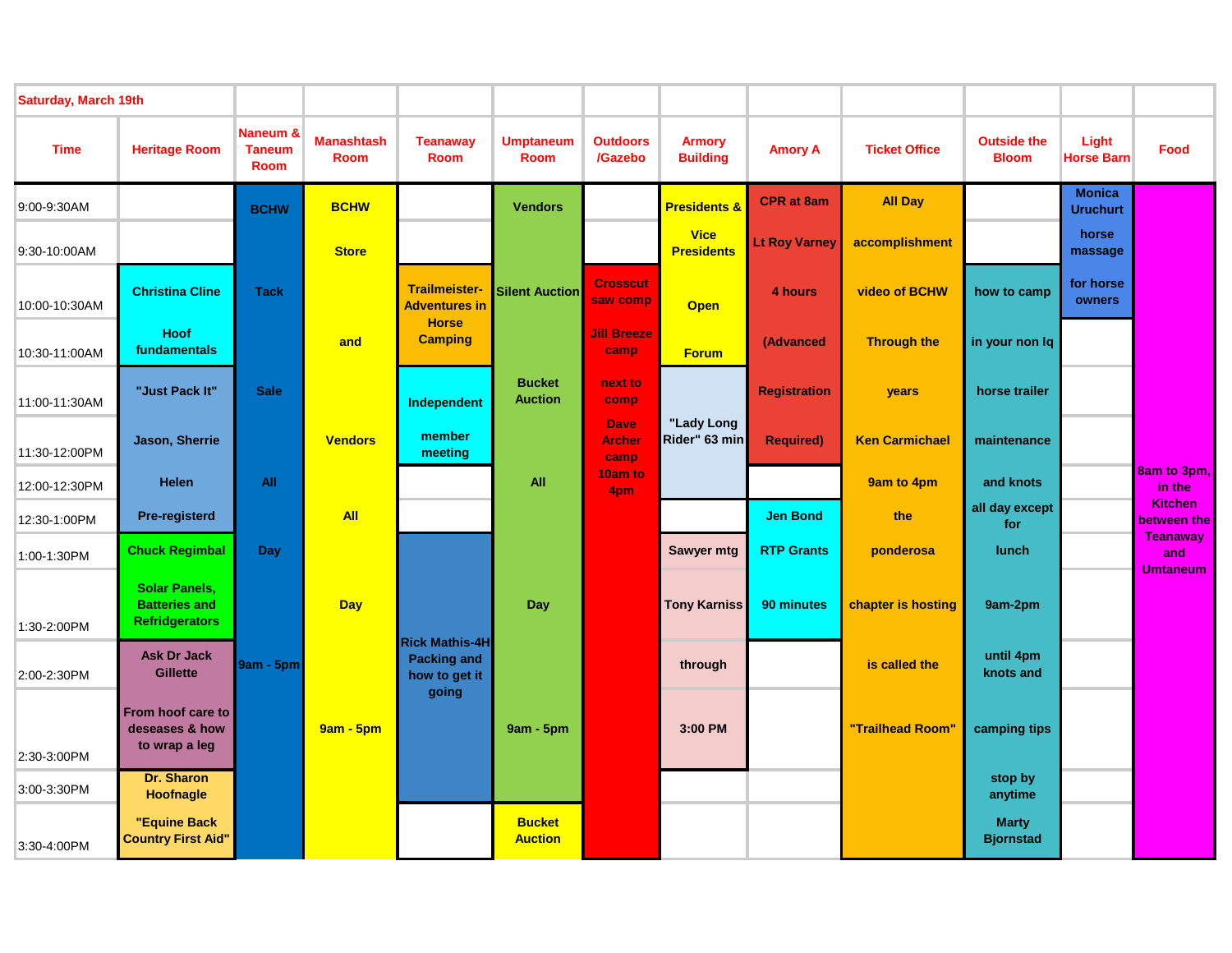| Saturday, March 19th | | | | | | | | | | | | |
|---|---|---|---|---|---|---|---|---|---|---|---|---|
| Time | Heritage Room | Naneum & Taneum Room | Manashtash Room | Teanaway Room | Umptaneum Room | Outdoors /Gazebo | Armory Building | Amory A | Ticket Office | Outside the Bloom | Light Horse Barn | Food |
| 9:00-9:30AM | | BCHW | BCHW | | Vendors | | Presidents & | CPR at 8am | All Day | | Monica Uruchurt | |
| 9:30-10:00AM | | | Store | | | | Vice Presidents | Lt Roy Varney | accomplishment | | horse massage | |
| 10:00-10:30AM | Christina Cline | Tack | | Trailmeister-Adventures in Horse Camping | Silent Auction | Crosscut saw comp | Open | 4 hours | video of BCHW | how to camp | for horse owners | |
| 10:30-11:00AM | Hoof fundamentals | | and | | | Jill Breeze camp | Forum | (Advanced | Through the | in your non lq | | |
| 11:00-11:30AM | "Just Pack It" | Sale | | Independent | Bucket Auction | next to comp | | Registration | years | horse trailer | | |
| 11:30-12:00PM | Jason, Sherrie | | Vendors | member meeting | | Dave Archer camp | "Lady Long Rider" 63 min | Required) | Ken Carmichael | maintenance | | |
| 12:00-12:30PM | Helen | All | | | All | 10am to 4pm | | | 9am to 4pm | and knots | | 8am to 3pm, in the Kitchen between the Teanaway and Umtaneum |
| 12:30-1:00PM | Pre-registerd | | All | | | | | Jen Bond | the | all day except for | | |
| 1:00-1:30PM | Chuck Regimbal | Day | | | | | Sawyer mtg | RTP Grants | ponderosa | lunch | | |
| 1:30-2:00PM | Solar Panels, Batteries and Refridgerators | | Day | | Day | | Tony Karniss | 90 minutes | chapter is hosting | 9am-2pm | | |
| 2:00-2:30PM | Ask Dr Jack Gillette | 9am - 5pm | | Rick Mathis-4H Packing and how to get it going | | | through | | is called the | until 4pm knots and | | |
| 2:30-3:00PM | From hoof care to deseases & how to wrap a leg | | 9am - 5pm | | 9am - 5pm | | 3:00 PM | | "Trailhead Room" | camping tips | | |
| 3:00-3:30PM | Dr. Sharon Hoofnagle | | | | | | | | | stop by anytime | | |
| 3:30-4:00PM | "Equine Back Country First Aid" | | | | Bucket Auction | | | | | Marty Bjornstad | | |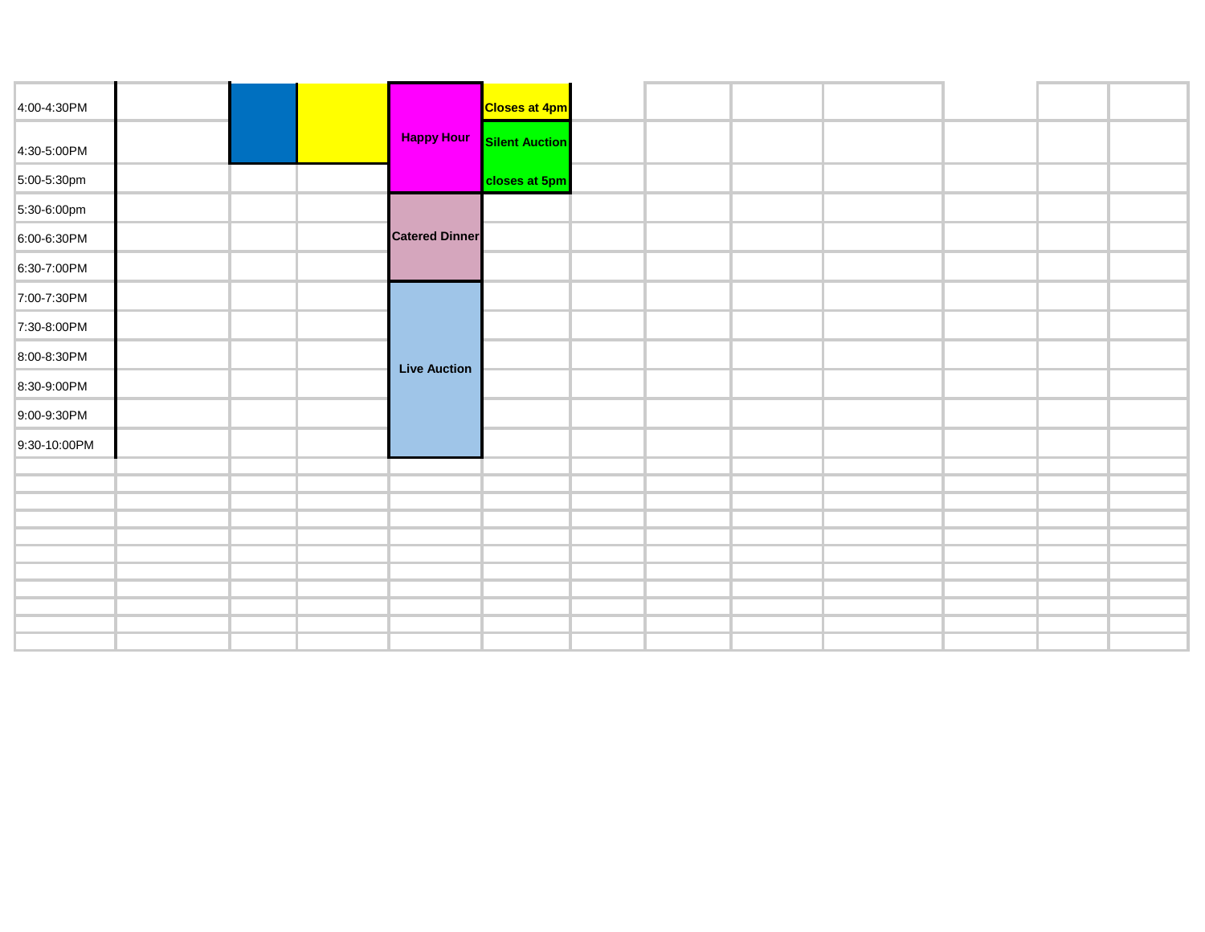| | | | | | | | | | | | | |
|---|---|---|---|---|---|---|---|---|---|---|---|---|
| 4:00-4:30PM | | | | Happy Hour | Closes at 4pm | | | | | | | |
| 4:30-5:00PM | | | | | Silent Auction | | | | | | | |
| 5:00-5:30pm | | | | | closes at 5pm | | | | | | | |
| 5:30-6:00pm | | | | Catered Dinner | | | | | | | | |
| 6:00-6:30PM | | | | | | | | | | | | |
| 6:30-7:00PM | | | | | | | | | | | | |
| 7:00-7:30PM | | | | Live Auction | | | | | | | | |
| 7:30-8:00PM | | | | | | | | | | | | |
| 8:00-8:30PM | | | | | | | | | | | | |
| 8:30-9:00PM | | | | | | | | | | | | |
| 9:00-9:30PM | | | | | | | | | | | | |
| 9:30-10:00PM | | | | | | | | | | | | |